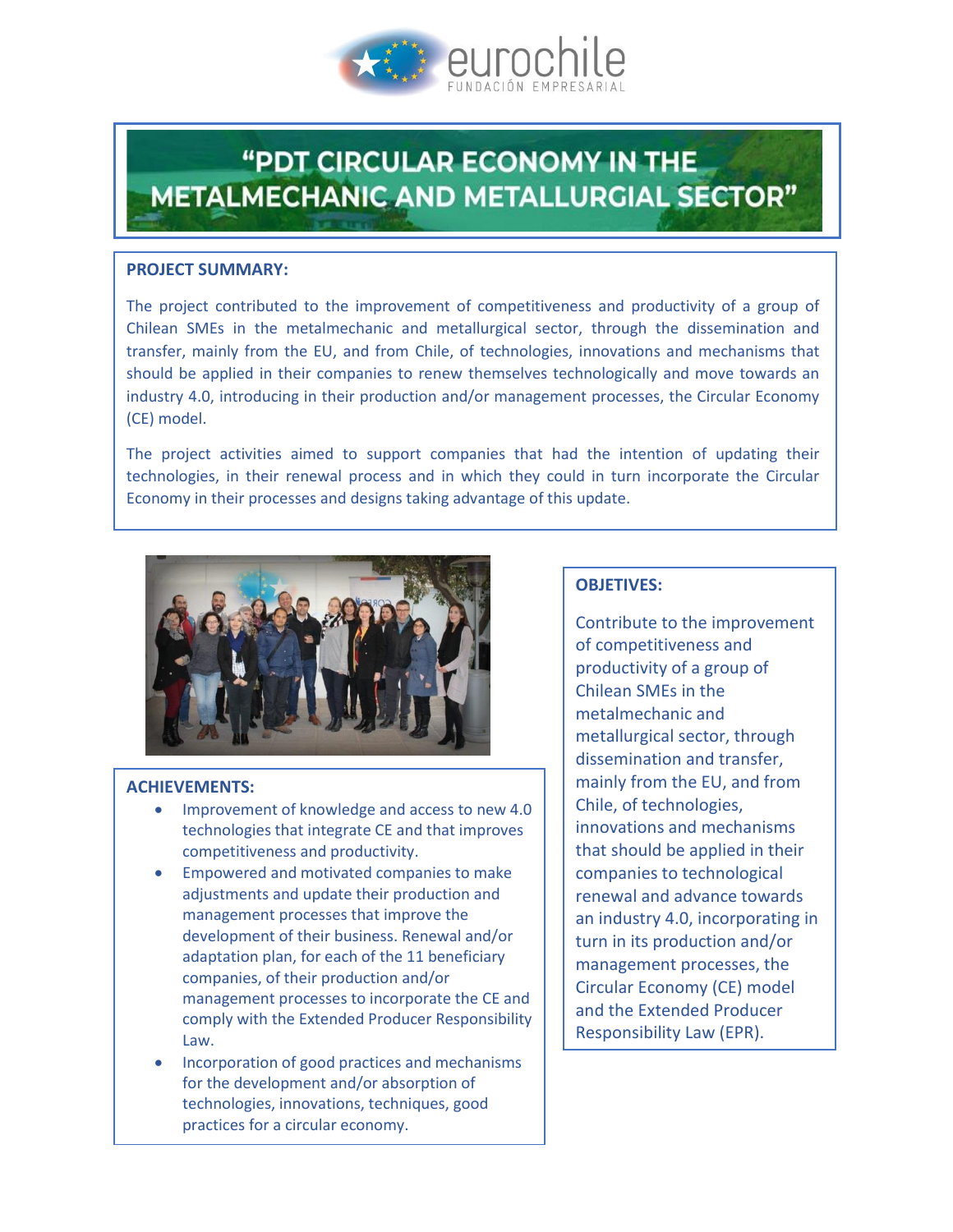eurochile
FUNDACIÓN EMPRESARIAL

# "PDT CIRCULAR ECONOMY IN THE METALMECHANIC AND METALLURGIAL SECTOR"

## PROJECT SUMMARY:

The project contributed to the improvement of competitiveness and productivity of a group of Chilean SMEs in the metalmechanic and metallurgical sector, through the dissemination and transfer, mainly from the EU, and from Chile, of technologies, innovations and mechanisms that should be applied in their companies to renew themselves technologically and move towards an industry 4.0, introducing in their production and/or management processes, the Circular Economy (CE) model.

The project activities aimed to support companies that had the intention of updating their technologies, in their renewal process and in which they could in turn incorporate the Circular Economy in their processes and designs taking advantage of this update.

## OBJETIVES:

Contribute to the improvement of competitiveness and productivity of a group of Chilean SMEs in the metalmechanic and metallurgical sector, through dissemination and transfer, mainly from the EU, and from Chile, of technologies, innovations and mechanisms that should be applied in their companies to technological renewal and advance towards an industry 4.0, incorporating in turn in its production and/or management processes, the Circular Economy (CE) model and the Extended Producer Responsibility Law (EPR).

## ACHIEVEMENTS:

- Improvement of knowledge and access to new 4.0 technologies that integrate CE and that improves competitiveness and productivity.
- Empowered and motivated companies to make adjustments and update their production and management processes that improve the development of their business. Renewal and/or adaptation plan, for each of the 11 beneficiary companies, of their production and/or management processes to incorporate the CE and comply with the Extended Producer Responsibility Law.
- Incorporation of good practices and mechanisms for the development and/or absorption of technologies, innovations, techniques, good practices for a circular economy.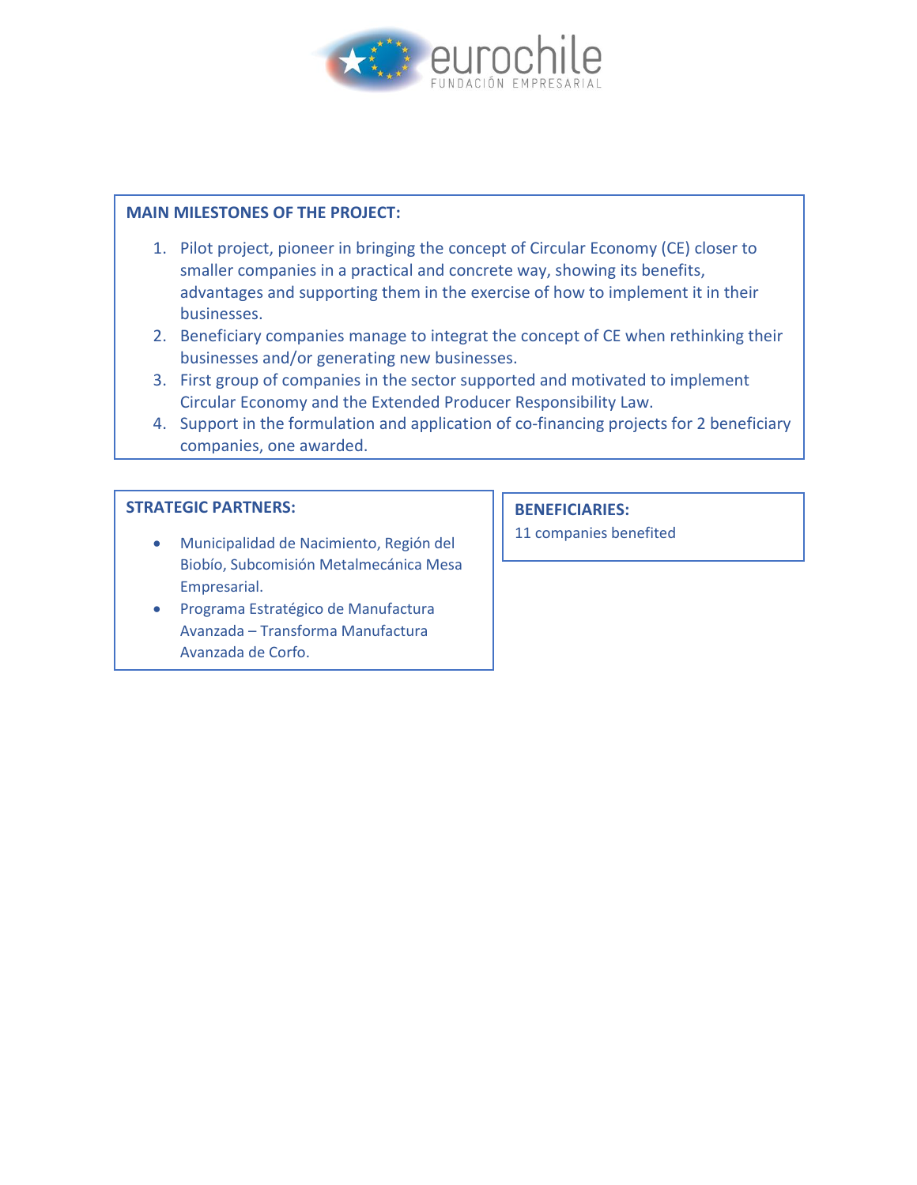**MAIN MILESTONES OF THE PROJECT:**

1. Pilot project, pioneer in bringing the concept of Circular Economy (CE) closer to smaller companies in a practical and concrete way, showing its benefits, advantages and supporting them in the exercise of how to implement it in their businesses.
2. Beneficiary companies manage to integrat the concept of CE when rethinking their businesses and/or generating new businesses.
3. First group of companies in the sector supported and motivated to implement Circular Economy and the Extended Producer Responsibility Law.
4. Support in the formulation and application of co-financing projects for 2 beneficiary companies, one awarded.

**STRATEGIC PARTNERS:**

- Municipalidad de Nacimiento, Región del Biobío, Subcomisión Metalmecánica Mesa Empresarial.
- Programa Estratégico de Manufactura Avanzada – Transforma Manufactura Avanzada de Corfo.

**BENEFICIARIES:**

11 companies benefited